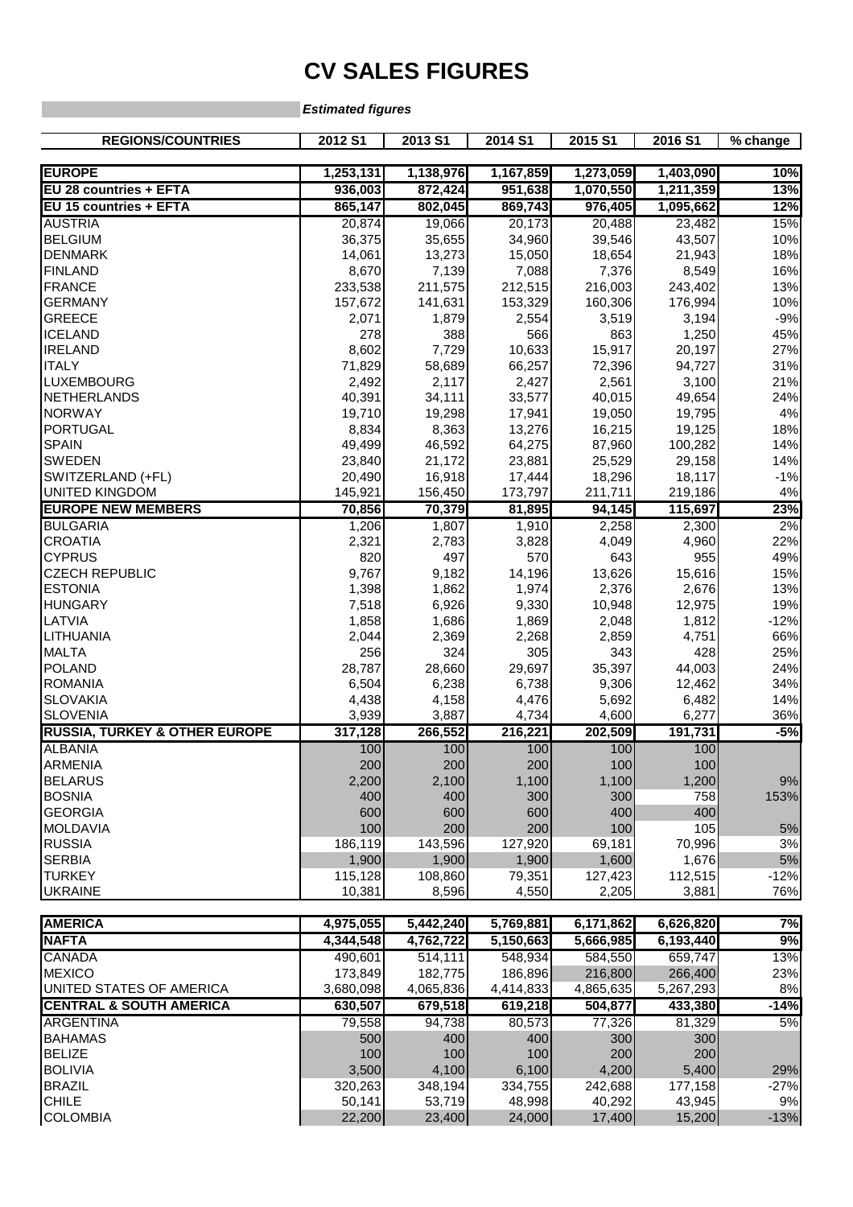# CV SALES FIGURES

*Estimated figures*

| REGIONS/COUNTRIES | 2012 S1 | 2013 S1 | 2014 S1 | 2015 S1 | 2016 S1 | % change |
|---|---|---|---|---|---|---|
| **EUROPE** | **1,253,131** | **1,138,976** | **1,167,859** | **1,273,059** | **1,403,090** | **10%** |
| **EU 28 countries + EFTA** | **936,003** | **872,424** | **951,638** | **1,070,550** | **1,211,359** | **13%** |
| **EU 15 countries + EFTA** | **865,147** | **802,045** | **869,743** | **976,405** | **1,095,662** | **12%** |
| AUSTRIA | 20,874 | 19,066 | 20,173 | 20,488 | 23,482 | 15% |
| BELGIUM | 36,375 | 35,655 | 34,960 | 39,546 | 43,507 | 10% |
| DENMARK | 14,061 | 13,273 | 15,050 | 18,654 | 21,943 | 18% |
| FINLAND | 8,670 | 7,139 | 7,088 | 7,376 | 8,549 | 16% |
| FRANCE | 233,538 | 211,575 | 212,515 | 216,003 | 243,402 | 13% |
| GERMANY | 157,672 | 141,631 | 153,329 | 160,306 | 176,994 | 10% |
| GREECE | 2,071 | 1,879 | 2,554 | 3,519 | 3,194 | -9% |
| ICELAND | 278 | 388 | 566 | 863 | 1,250 | 45% |
| IRELAND | 8,602 | 7,729 | 10,633 | 15,917 | 20,197 | 27% |
| ITALY | 71,829 | 58,689 | 66,257 | 72,396 | 94,727 | 31% |
| LUXEMBOURG | 2,492 | 2,117 | 2,427 | 2,561 | 3,100 | 21% |
| NETHERLANDS | 40,391 | 34,111 | 33,577 | 40,015 | 49,654 | 24% |
| NORWAY | 19,710 | 19,298 | 17,941 | 19,050 | 19,795 | 4% |
| PORTUGAL | 8,834 | 8,363 | 13,276 | 16,215 | 19,125 | 18% |
| SPAIN | 49,499 | 46,592 | 64,275 | 87,960 | 100,282 | 14% |
| SWEDEN | 23,840 | 21,172 | 23,881 | 25,529 | 29,158 | 14% |
| SWITZERLAND (+FL) | 20,490 | 16,918 | 17,444 | 18,296 | 18,117 | -1% |
| UNITED KINGDOM | 145,921 | 156,450 | 173,797 | 211,711 | 219,186 | 4% |
| **EUROPE NEW MEMBERS** | **70,856** | **70,379** | **81,895** | **94,145** | **115,697** | **23%** |
| BULGARIA | 1,206 | 1,807 | 1,910 | 2,258 | 2,300 | 2% |
| CROATIA | 2,321 | 2,783 | 3,828 | 4,049 | 4,960 | 22% |
| CYPRUS | 820 | 497 | 570 | 643 | 955 | 49% |
| CZECH REPUBLIC | 9,767 | 9,182 | 14,196 | 13,626 | 15,616 | 15% |
| ESTONIA | 1,398 | 1,862 | 1,974 | 2,376 | 2,676 | 13% |
| HUNGARY | 7,518 | 6,926 | 9,330 | 10,948 | 12,975 | 19% |
| LATVIA | 1,858 | 1,686 | 1,869 | 2,048 | 1,812 | -12% |
| LITHUANIA | 2,044 | 2,369 | 2,268 | 2,859 | 4,751 | 66% |
| MALTA | 256 | 324 | 305 | 343 | 428 | 25% |
| POLAND | 28,787 | 28,660 | 29,697 | 35,397 | 44,003 | 24% |
| ROMANIA | 6,504 | 6,238 | 6,738 | 9,306 | 12,462 | 34% |
| SLOVAKIA | 4,438 | 4,158 | 4,476 | 5,692 | 6,482 | 14% |
| SLOVENIA | 3,939 | 3,887 | 4,734 | 4,600 | 6,277 | 36% |
| **RUSSIA, TURKEY & OTHER EUROPE** | **317,128** | **266,552** | **216,221** | **202,509** | **191,731** | **-5%** |
| ALBANIA | 100 | 100 | 100 | 100 | 100 | |
| ARMENIA | 200 | 200 | 200 | 100 | 100 | |
| BELARUS | 2,200 | 2,100 | 1,100 | 1,100 | 1,200 | 9% |
| BOSNIA | 400 | 400 | 300 | 300 | 758 | 153% |
| GEORGIA | 600 | 600 | 600 | 400 | 400 | |
| MOLDAVIA | 100 | 200 | 200 | 100 | 105 | 5% |
| RUSSIA | 186,119 | 143,596 | 127,920 | 69,181 | 70,996 | 3% |
| SERBIA | 1,900 | 1,900 | 1,900 | 1,600 | 1,676 | 5% |
| TURKEY | 115,128 | 108,860 | 79,351 | 127,423 | 112,515 | -12% |
| UKRAINE | 10,381 | 8,596 | 4,550 | 2,205 | 3,881 | 76% |
| **AMERICA** | **4,975,055** | **5,442,240** | **5,769,881** | **6,171,862** | **6,626,820** | **7%** |
| **NAFTA** | **4,344,548** | **4,762,722** | **5,150,663** | **5,666,985** | **6,193,440** | **9%** |
| CANADA | 490,601 | 514,111 | 548,934 | 584,550 | 659,747 | 13% |
| MEXICO | 173,849 | 182,775 | 186,896 | 216,800 | 266,400 | 23% |
| UNITED STATES OF AMERICA | 3,680,098 | 4,065,836 | 4,414,833 | 4,865,635 | 5,267,293 | 8% |
| **CENTRAL & SOUTH AMERICA** | **630,507** | **679,518** | **619,218** | **504,877** | **433,380** | **-14%** |
| ARGENTINA | 79,558 | 94,738 | 80,573 | 77,326 | 81,329 | 5% |
| BAHAMAS | 500 | 400 | 400 | 300 | 300 | |
| BELIZE | 100 | 100 | 100 | 200 | 200 | |
| BOLIVIA | 3,500 | 4,100 | 6,100 | 4,200 | 5,400 | 29% |
| BRAZIL | 320,263 | 348,194 | 334,755 | 242,688 | 177,158 | -27% |
| CHILE | 50,141 | 53,719 | 48,998 | 40,292 | 43,945 | 9% |
| COLOMBIA | 22,200 | 23,400 | 24,000 | 17,400 | 15,200 | -13% |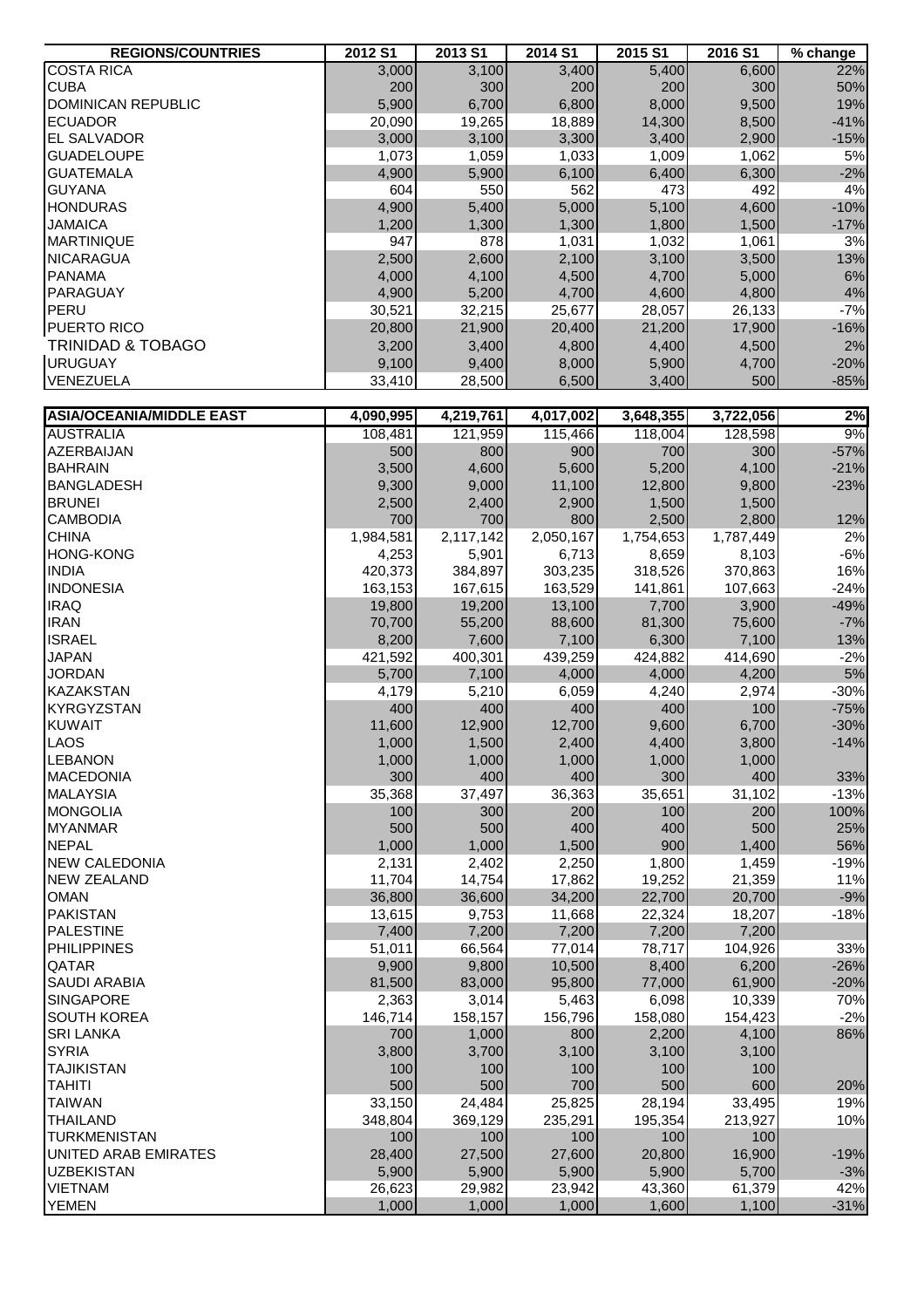| REGIONS/COUNTRIES | 2012 S1 | 2013 S1 | 2014 S1 | 2015 S1 | 2016 S1 | % change |
|---|---|---|---|---|---|---|
| COSTA RICA | 3,000 | 3,100 | 3,400 | 5,400 | 6,600 | 22% |
| CUBA | 200 | 300 | 200 | 200 | 300 | 50% |
| DOMINICAN REPUBLIC | 5,900 | 6,700 | 6,800 | 8,000 | 9,500 | 19% |
| ECUADOR | 20,090 | 19,265 | 18,889 | 14,300 | 8,500 | -41% |
| EL SALVADOR | 3,000 | 3,100 | 3,300 | 3,400 | 2,900 | -15% |
| GUADELOUPE | 1,073 | 1,059 | 1,033 | 1,009 | 1,062 | 5% |
| GUATEMALA | 4,900 | 5,900 | 6,100 | 6,400 | 6,300 | -2% |
| GUYANA | 604 | 550 | 562 | 473 | 492 | 4% |
| HONDURAS | 4,900 | 5,400 | 5,000 | 5,100 | 4,600 | -10% |
| JAMAICA | 1,200 | 1,300 | 1,300 | 1,800 | 1,500 | -17% |
| MARTINIQUE | 947 | 878 | 1,031 | 1,032 | 1,061 | 3% |
| NICARAGUA | 2,500 | 2,600 | 2,100 | 3,100 | 3,500 | 13% |
| PANAMA | 4,000 | 4,100 | 4,500 | 4,700 | 5,000 | 6% |
| PARAGUAY | 4,900 | 5,200 | 4,700 | 4,600 | 4,800 | 4% |
| PERU | 30,521 | 32,215 | 25,677 | 28,057 | 26,133 | -7% |
| PUERTO RICO | 20,800 | 21,900 | 20,400 | 21,200 | 17,900 | -16% |
| TRINIDAD & TOBAGO | 3,200 | 3,400 | 4,800 | 4,400 | 4,500 | 2% |
| URUGUAY | 9,100 | 9,400 | 8,000 | 5,900 | 4,700 | -20% |
| VENEZUELA | 33,410 | 28,500 | 6,500 | 3,400 | 500 | -85% |

| ASIA/OCEANIA/MIDDLE EAST | 4,090,995 | 4,219,761 | 4,017,002 | 3,648,355 | 3,722,056 | 2% |
|---|---|---|---|---|---|---|
| AUSTRALIA | 108,481 | 121,959 | 115,466 | 118,004 | 128,598 | 9% |
| AZERBAIJAN | 500 | 800 | 900 | 700 | 300 | -57% |
| BAHRAIN | 3,500 | 4,600 | 5,600 | 5,200 | 4,100 | -21% |
| BANGLADESH | 9,300 | 9,000 | 11,100 | 12,800 | 9,800 | -23% |
| BRUNEI | 2,500 | 2,400 | 2,900 | 1,500 | 1,500 | |
| CAMBODIA | 700 | 700 | 800 | 2,500 | 2,800 | 12% |
| CHINA | 1,984,581 | 2,117,142 | 2,050,167 | 1,754,653 | 1,787,449 | 2% |
| HONG-KONG | 4,253 | 5,901 | 6,713 | 8,659 | 8,103 | -6% |
| INDIA | 420,373 | 384,897 | 303,235 | 318,526 | 370,863 | 16% |
| INDONESIA | 163,153 | 167,615 | 163,529 | 141,861 | 107,663 | -24% |
| IRAQ | 19,800 | 19,200 | 13,100 | 7,700 | 3,900 | -49% |
| IRAN | 70,700 | 55,200 | 88,600 | 81,300 | 75,600 | -7% |
| ISRAEL | 8,200 | 7,600 | 7,100 | 6,300 | 7,100 | 13% |
| JAPAN | 421,592 | 400,301 | 439,259 | 424,882 | 414,690 | -2% |
| JORDAN | 5,700 | 7,100 | 4,000 | 4,000 | 4,200 | 5% |
| KAZAKSTAN | 4,179 | 5,210 | 6,059 | 4,240 | 2,974 | -30% |
| KYRGYZSTAN | 400 | 400 | 400 | 400 | 100 | -75% |
| KUWAIT | 11,600 | 12,900 | 12,700 | 9,600 | 6,700 | -30% |
| LAOS | 1,000 | 1,500 | 2,400 | 4,400 | 3,800 | -14% |
| LEBANON | 1,000 | 1,000 | 1,000 | 1,000 | 1,000 | |
| MACEDONIA | 300 | 400 | 400 | 300 | 400 | 33% |
| MALAYSIA | 35,368 | 37,497 | 36,363 | 35,651 | 31,102 | -13% |
| MONGOLIA | 100 | 300 | 200 | 100 | 200 | 100% |
| MYANMAR | 500 | 500 | 400 | 400 | 500 | 25% |
| NEPAL | 1,000 | 1,000 | 1,500 | 900 | 1,400 | 56% |
| NEW CALEDONIA | 2,131 | 2,402 | 2,250 | 1,800 | 1,459 | -19% |
| NEW ZEALAND | 11,704 | 14,754 | 17,862 | 19,252 | 21,359 | 11% |
| OMAN | 36,800 | 36,600 | 34,200 | 22,700 | 20,700 | -9% |
| PAKISTAN | 13,615 | 9,753 | 11,668 | 22,324 | 18,207 | -18% |
| PALESTINE | 7,400 | 7,200 | 7,200 | 7,200 | 7,200 | |
| PHILIPPINES | 51,011 | 66,564 | 77,014 | 78,717 | 104,926 | 33% |
| QATAR | 9,900 | 9,800 | 10,500 | 8,400 | 6,200 | -26% |
| SAUDI ARABIA | 81,500 | 83,000 | 95,800 | 77,000 | 61,900 | -20% |
| SINGAPORE | 2,363 | 3,014 | 5,463 | 6,098 | 10,339 | 70% |
| SOUTH KOREA | 146,714 | 158,157 | 156,796 | 158,080 | 154,423 | -2% |
| SRI LANKA | 700 | 1,000 | 800 | 2,200 | 4,100 | 86% |
| SYRIA | 3,800 | 3,700 | 3,100 | 3,100 | 3,100 | |
| TAJIKISTAN | 100 | 100 | 100 | 100 | 100 | |
| TAHITI | 500 | 500 | 700 | 500 | 600 | 20% |
| TAIWAN | 33,150 | 24,484 | 25,825 | 28,194 | 33,495 | 19% |
| THAILAND | 348,804 | 369,129 | 235,291 | 195,354 | 213,927 | 10% |
| TURKMENISTAN | 100 | 100 | 100 | 100 | 100 | |
| UNITED ARAB EMIRATES | 28,400 | 27,500 | 27,600 | 20,800 | 16,900 | -19% |
| UZBEKISTAN | 5,900 | 5,900 | 5,900 | 5,900 | 5,700 | -3% |
| VIETNAM | 26,623 | 29,982 | 23,942 | 43,360 | 61,379 | 42% |
| YEMEN | 1,000 | 1,000 | 1,000 | 1,600 | 1,100 | -31% |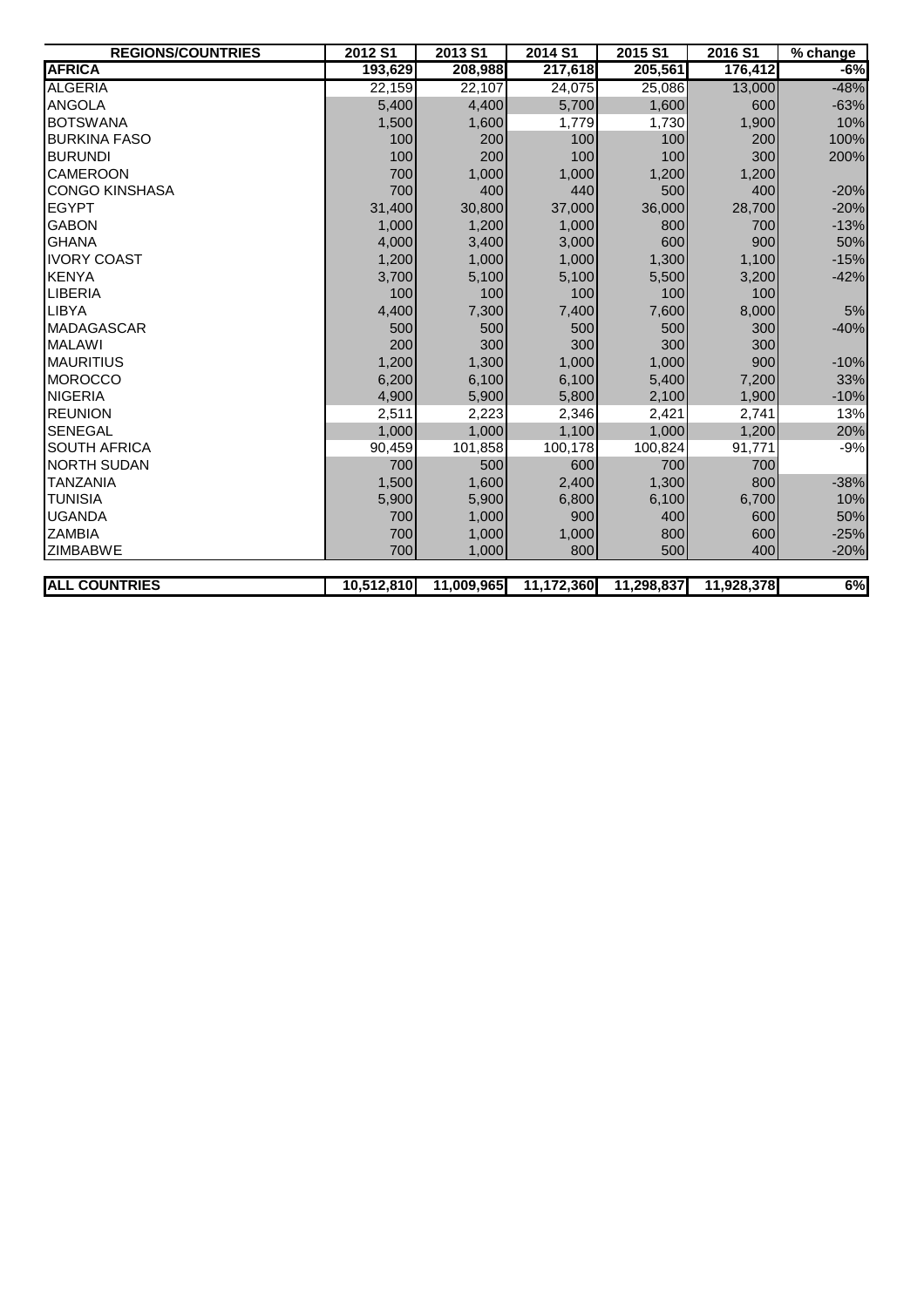| REGIONS/COUNTRIES | 2012 S1 | 2013 S1 | 2014 S1 | 2015 S1 | 2016 S1 | % change |
|---|---|---|---|---|---|---|
| **AFRICA** | **193,629** | **208,988** | **217,618** | **205,561** | **176,412** | **-6%** |
| ALGERIA | 22,159 | 22,107 | 24,075 | 25,086 | 13,000 | -48% |
| ANGOLA | 5,400 | 4,400 | 5,700 | 1,600 | 600 | -63% |
| BOTSWANA | 1,500 | 1,600 | 1,779 | 1,730 | 1,900 | 10% |
| BURKINA FASO | 100 | 200 | 100 | 100 | 200 | 100% |
| BURUNDI | 100 | 200 | 100 | 100 | 300 | 200% |
| CAMEROON | 700 | 1,000 | 1,000 | 1,200 | 1,200 | |
| CONGO KINSHASA | 700 | 400 | 440 | 500 | 400 | -20% |
| EGYPT | 31,400 | 30,800 | 37,000 | 36,000 | 28,700 | -20% |
| GABON | 1,000 | 1,200 | 1,000 | 800 | 700 | -13% |
| GHANA | 4,000 | 3,400 | 3,000 | 600 | 900 | 50% |
| IVORY COAST | 1,200 | 1,000 | 1,000 | 1,300 | 1,100 | -15% |
| KENYA | 3,700 | 5,100 | 5,100 | 5,500 | 3,200 | -42% |
| LIBERIA | 100 | 100 | 100 | 100 | 100 | |
| LIBYA | 4,400 | 7,300 | 7,400 | 7,600 | 8,000 | 5% |
| MADAGASCAR | 500 | 500 | 500 | 500 | 300 | -40% |
| MALAWI | 200 | 300 | 300 | 300 | 300 | |
| MAURITIUS | 1,200 | 1,300 | 1,000 | 1,000 | 900 | -10% |
| MOROCCO | 6,200 | 6,100 | 6,100 | 5,400 | 7,200 | 33% |
| NIGERIA | 4,900 | 5,900 | 5,800 | 2,100 | 1,900 | -10% |
| REUNION | 2,511 | 2,223 | 2,346 | 2,421 | 2,741 | 13% |
| SENEGAL | 1,000 | 1,000 | 1,100 | 1,000 | 1,200 | 20% |
| SOUTH AFRICA | 90,459 | 101,858 | 100,178 | 100,824 | 91,771 | -9% |
| NORTH SUDAN | 700 | 500 | 600 | 700 | 700 | |
| TANZANIA | 1,500 | 1,600 | 2,400 | 1,300 | 800 | -38% |
| TUNISIA | 5,900 | 5,900 | 6,800 | 6,100 | 6,700 | 10% |
| UGANDA | 700 | 1,000 | 900 | 400 | 600 | 50% |
| ZAMBIA | 700 | 1,000 | 1,000 | 800 | 600 | -25% |
| ZIMBABWE | 700 | 1,000 | 800 | 500 | 400 | -20% |
| | | | | | | |
| **ALL COUNTRIES** | **10,512,810** | **11,009,965** | **11,172,360** | **11,298,837** | **11,928,378** | **6%** |